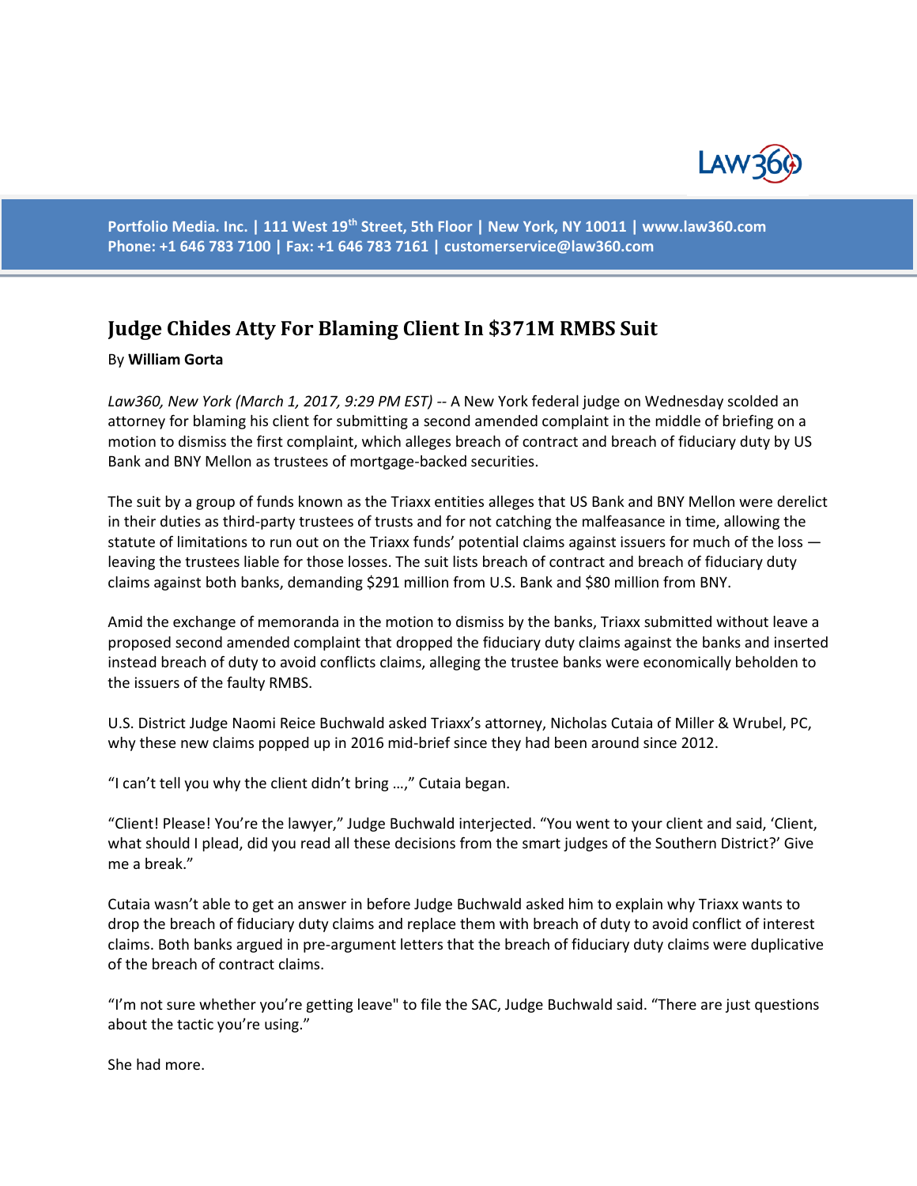Portfolio Media. Inc. | 111 West 19th Street, 5th Floor | New York, NY 10011 | www.law360.com
Phone: +1 646 783 7100 | Fax: +1 646 783 7161 | customerservice@law360.com

# Judge Chides Atty For Blaming Client In $371M RMBS Suit

By **William Gorta**

*Law360, New York (March 1, 2017, 9:29 PM EST)* -- A New York federal judge on Wednesday scolded an attorney for blaming his client for submitting a second amended complaint in the middle of briefing on a motion to dismiss the first complaint, which alleges breach of contract and breach of fiduciary duty by US Bank and BNY Mellon as trustees of mortgage-backed securities.

The suit by a group of funds known as the Triaxx entities alleges that US Bank and BNY Mellon were derelict in their duties as third-party trustees of trusts and for not catching the malfeasance in time, allowing the statute of limitations to run out on the Triaxx funds' potential claims against issuers for much of the loss — leaving the trustees liable for those losses. The suit lists breach of contract and breach of fiduciary duty claims against both banks, demanding $291 million from U.S. Bank and $80 million from BNY.

Amid the exchange of memoranda in the motion to dismiss by the banks, Triaxx submitted without leave a proposed second amended complaint that dropped the fiduciary duty claims against the banks and inserted instead breach of duty to avoid conflicts claims, alleging the trustee banks were economically beholden to the issuers of the faulty RMBS.

U.S. District Judge Naomi Reice Buchwald asked Triaxx's attorney, Nicholas Cutaia of Miller & Wrubel, PC, why these new claims popped up in 2016 mid-brief since they had been around since 2012.

"I can't tell you why the client didn't bring …," Cutaia began.

"Client! Please! You're the lawyer," Judge Buchwald interjected. "You went to your client and said, 'Client, what should I plead, did you read all these decisions from the smart judges of the Southern District?' Give me a break."

Cutaia wasn't able to get an answer in before Judge Buchwald asked him to explain why Triaxx wants to drop the breach of fiduciary duty claims and replace them with breach of duty to avoid conflict of interest claims. Both banks argued in pre-argument letters that the breach of fiduciary duty claims were duplicative of the breach of contract claims.

"I'm not sure whether you're getting leave" to file the SAC, Judge Buchwald said. "There are just questions about the tactic you're using."

She had more.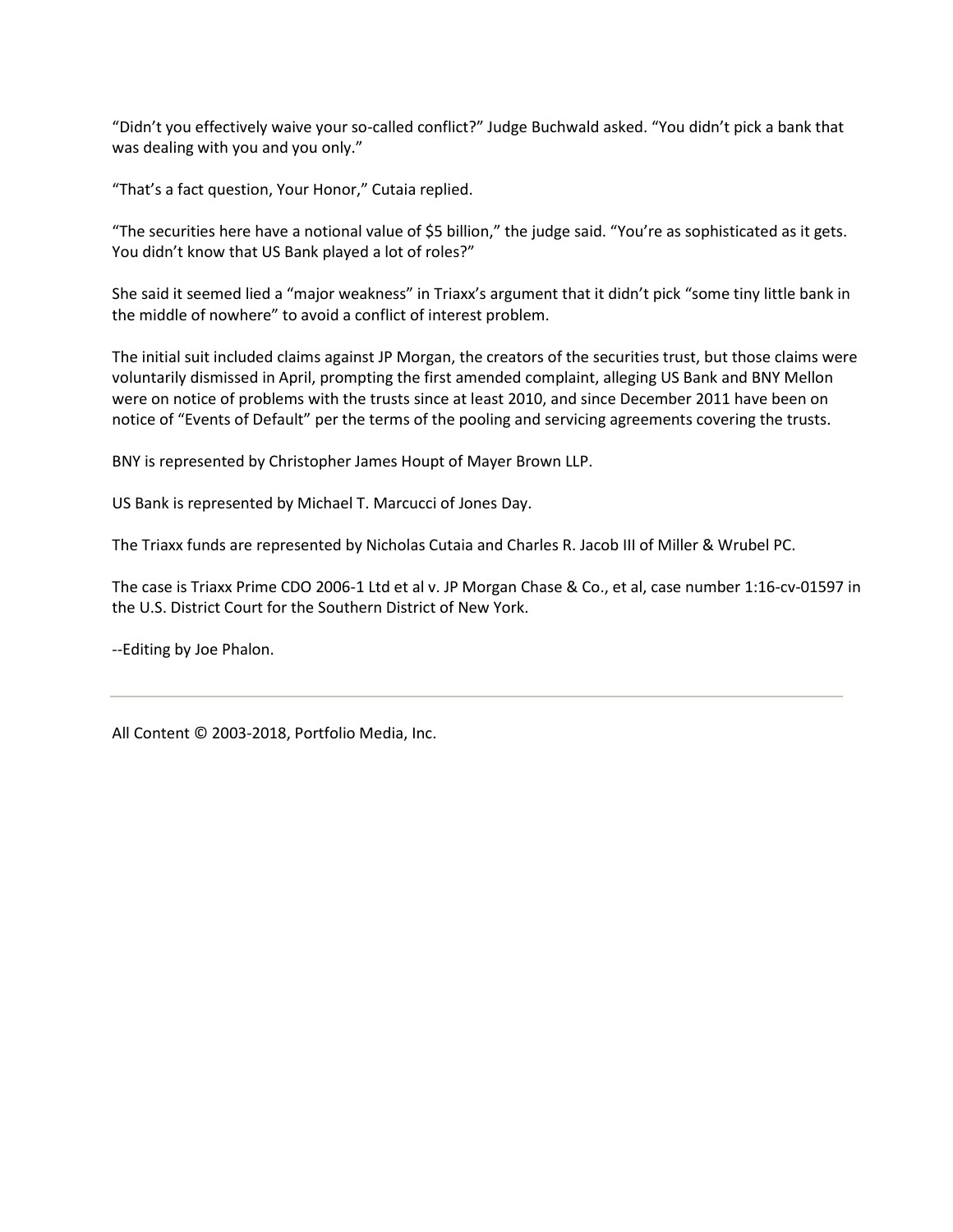"Didn't you effectively waive your so-called conflict?" Judge Buchwald asked. "You didn't pick a bank that was dealing with you and you only."

"That's a fact question, Your Honor," Cutaia replied.

"The securities here have a notional value of $5 billion," the judge said. "You're as sophisticated as it gets. You didn't know that US Bank played a lot of roles?"

She said it seemed lied a "major weakness" in Triaxx's argument that it didn't pick "some tiny little bank in the middle of nowhere" to avoid a conflict of interest problem.

The initial suit included claims against JP Morgan, the creators of the securities trust, but those claims were voluntarily dismissed in April, prompting the first amended complaint, alleging US Bank and BNY Mellon were on notice of problems with the trusts since at least 2010, and since December 2011 have been on notice of "Events of Default" per the terms of the pooling and servicing agreements covering the trusts.

BNY is represented by Christopher James Houpt of Mayer Brown LLP.

US Bank is represented by Michael T. Marcucci of Jones Day.

The Triaxx funds are represented by Nicholas Cutaia and Charles R. Jacob III of Miller & Wrubel PC.

The case is Triaxx Prime CDO 2006-1 Ltd et al v. JP Morgan Chase & Co., et al, case number 1:16-cv-01597 in the U.S. District Court for the Southern District of New York.

--Editing by Joe Phalon.

---

All Content © 2003-2018, Portfolio Media, Inc.